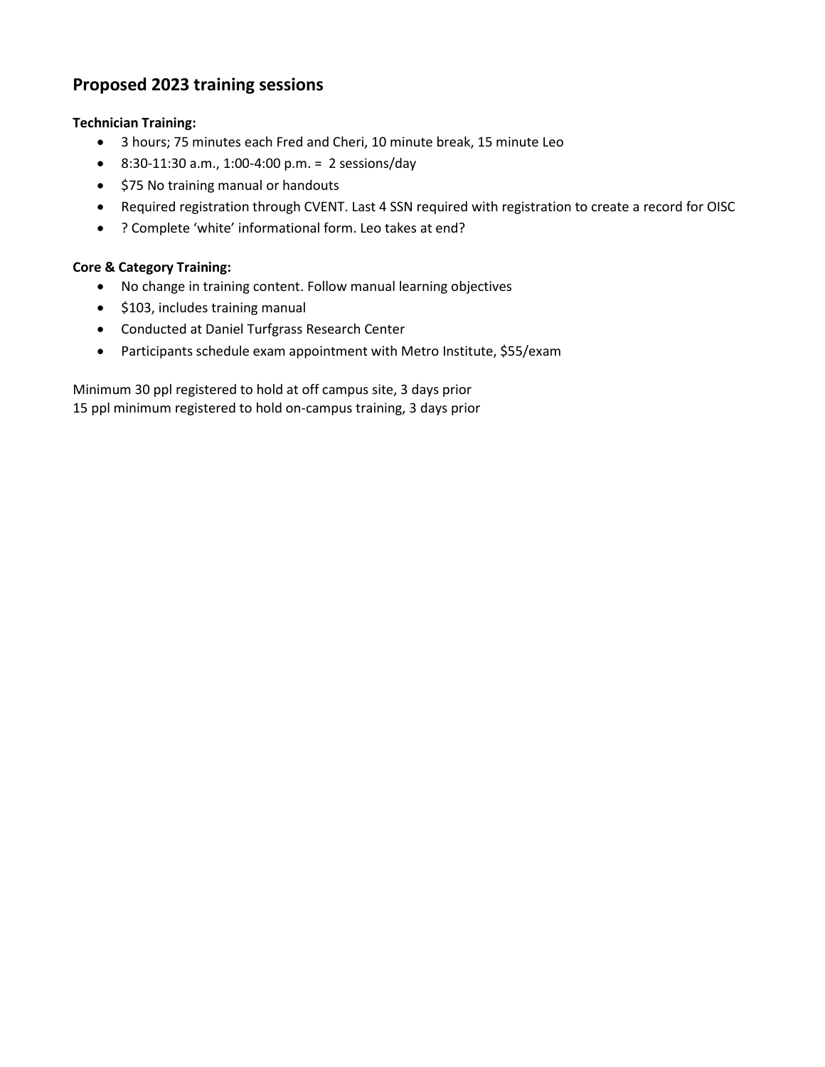## Proposed 2023 training sessions

**Technician Training:**

- 3 hours; 75 minutes each Fred and Cheri, 10 minute break, 15 minute Leo
- 8:30-11:30 a.m., 1:00-4:00 p.m. = 2 sessions/day
- $75 No training manual or handouts
- Required registration through CVENT. Last 4 SSN required with registration to create a record for OISC
- ? Complete 'white' informational form. Leo takes at end?

**Core & Category Training:**

- No change in training content. Follow manual learning objectives
- $103, includes training manual
- Conducted at Daniel Turfgrass Research Center
- Participants schedule exam appointment with Metro Institute, $55/exam

Minimum 30 ppl registered to hold at off campus site, 3 days prior
15 ppl minimum registered to hold on-campus training, 3 days prior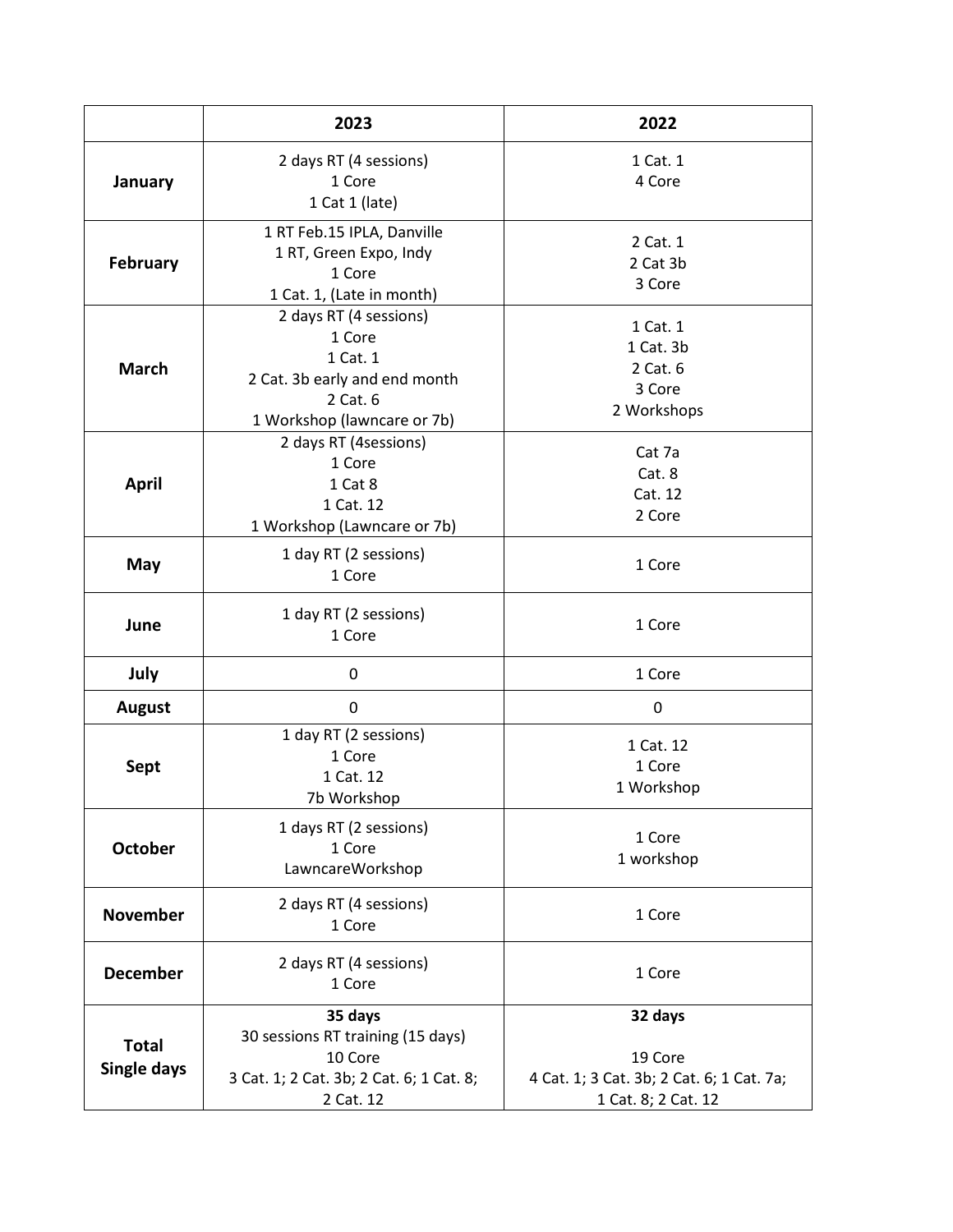| | 2023 | 2022 |
|---|---|---|
| **January** | 2 days RT (4 sessions)<br>1 Core<br>1 Cat 1 (late) | 1 Cat. 1<br>4 Core |
| **February** | 1 RT Feb.15 IPLA, Danville<br>1 RT, Green Expo, Indy<br>1 Core<br>1 Cat. 1, (Late in month) | 2 Cat. 1<br>2 Cat 3b<br>3 Core |
| **March** | 2 days RT (4 sessions)<br>1 Core<br>1 Cat. 1<br>2 Cat. 3b early and end month<br>2 Cat. 6<br>1 Workshop (lawncare or 7b) | 1 Cat. 1<br>1 Cat. 3b<br>2 Cat. 6<br>3 Core<br>2 Workshops |
| **April** | 2 days RT (4sessions)<br>1 Core<br>1 Cat 8<br>1 Cat. 12<br>1 Workshop (Lawncare or 7b) | Cat 7a<br>Cat. 8<br>Cat. 12<br>2 Core |
| **May** | 1 day RT (2 sessions)<br>1 Core | 1 Core |
| **June** | 1 day RT (2 sessions)<br>1 Core | 1 Core |
| **July** | 0 | 1 Core |
| **August** | 0 | 0 |
| **Sept** | 1 day RT (2 sessions)<br>1 Core<br>1 Cat. 12<br>7b Workshop | 1 Cat. 12<br>1 Core<br>1 Workshop |
| **October** | 1 days RT (2 sessions)<br>1 Core<br>LawncareWorkshop | 1 Core<br>1 workshop |
| **November** | 2 days RT (4 sessions)<br>1 Core | 1 Core |
| **December** | 2 days RT (4 sessions)<br>1 Core | 1 Core |
| **Total Single days** | **35 days**<br>30 sessions RT training (15 days)<br>10 Core<br>3 Cat. 1; 2 Cat. 3b; 2 Cat. 6; 1 Cat. 8; 2 Cat. 12 | **32 days**<br><br>19 Core<br>4 Cat. 1; 3 Cat. 3b; 2 Cat. 6; 1 Cat. 7a; 1 Cat. 8; 2 Cat. 12 |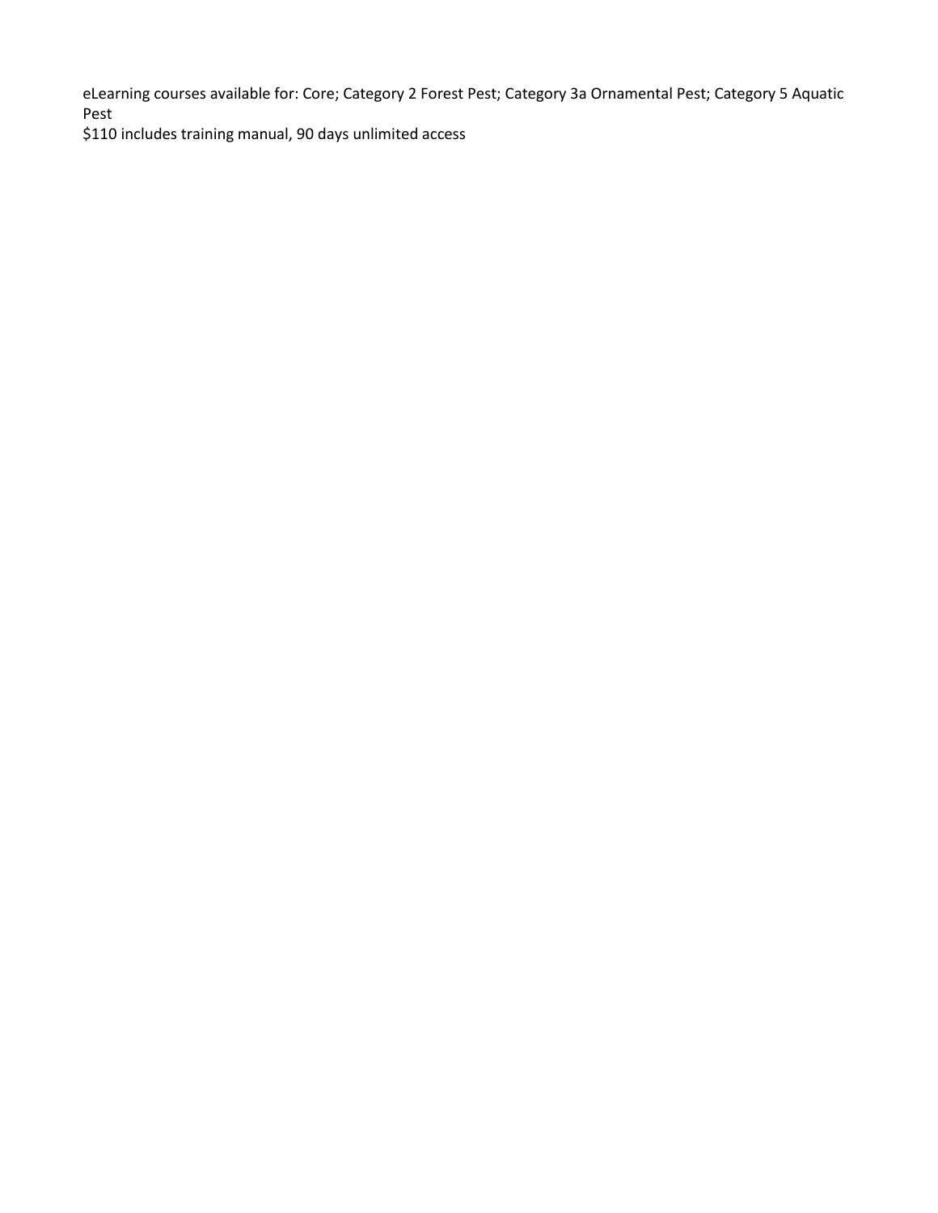eLearning courses available for: Core; Category 2 Forest Pest; Category 3a Ornamental Pest; Category 5 Aquatic Pest

$110 includes training manual, 90 days unlimited access